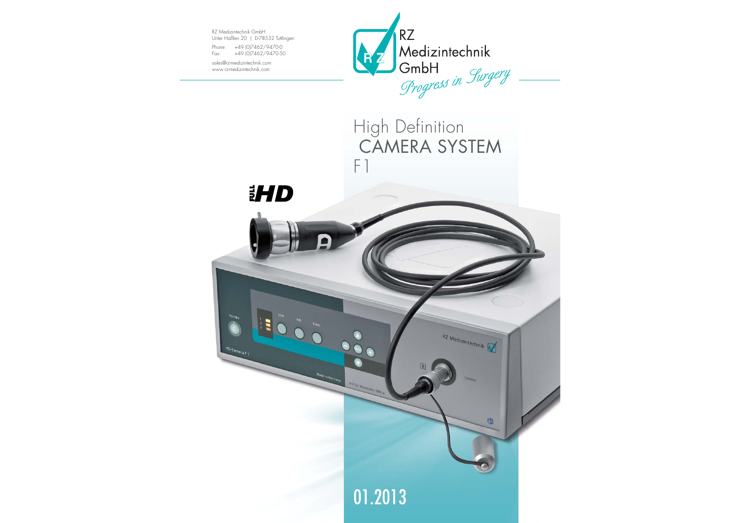RZ Medizintechnik GmbH
Unter Haßlen 20 | D-78532 Tuttlingen

Phone: +49 (0)7462/9470-0
Fax: +49 (0)7462/9470-50

sales@rz-medizintechnik.com
www.rz-medizintechnik.com

RZ
Medizintechnik
GmbH
*Progress in Surgery*

# High Definition CAMERA SYSTEM F1

FULL HD

01.2013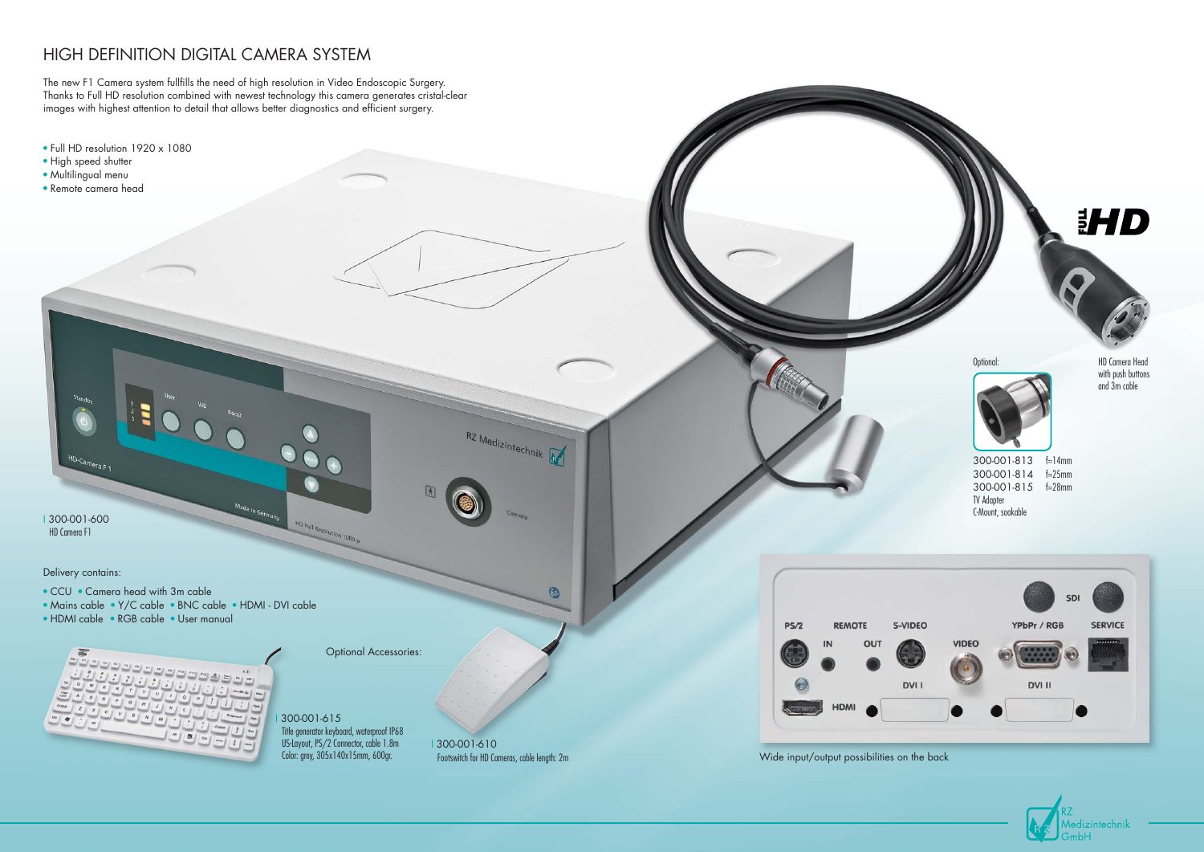# HIGH DEFINITION DIGITAL CAMERA SYSTEM

The new F1 Camera system fullfills the need of high resolution in Video Endoscopic Surgery. Thanks to Full HD resolution combined with newest technology this camera generates cristal-clear images with highest attention to detail that allows better diagnostics and efficient surgery.

- Full HD resolution 1920 x 1080
- High speed shutter
- Multilingual menu
- Remote camera head

| 300-001-600
HD Camera F1

Delivery contains:

- CCU
- Camera head with 3m cable
- Mains cable
- Y/C cable
- BNC cable
- HDMI - DVI cable
- HDMI cable
- RGB cable
- User manual

HD Camera Head with push buttons and 3m cable

Optional:

| | |
|---|---|
| 300-001-813 | f=14mm |
| 300-001-814 | f=25mm |
| 300-001-815 | f=28mm |

TV Adapter
C-Mount, soakable

Optional Accessories:

| 300-001-615
Title generator keyboard, waterproof IP68
US-Layout, PS/2 Connector, cable 1.8m
Color: grey, 305x140x15mm, 600gr.

| 300-001-610
Footswitch for HD Cameras, cable length: 2m

Wide input/output possibilities on the back

RZ Medizintechnik GmbH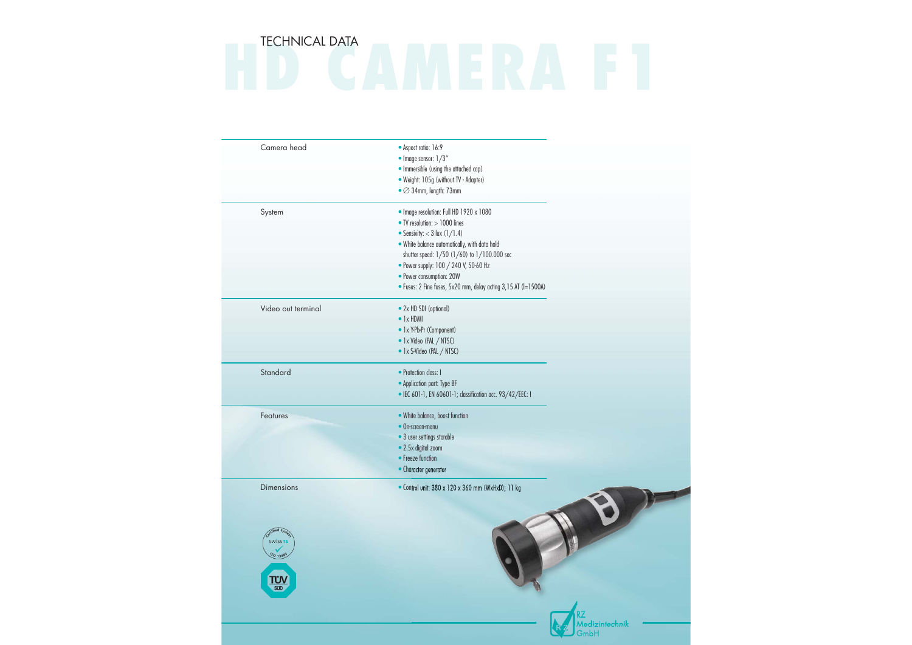# TECHNICAL DATA

## HD CAMERA F1

| | |
|---|---|
| Camera head | • Aspect ratio: 16:9<br>• Image sensor: 1/3"<br>• Immersible (using the attached cap)<br>• Weight: 105g (without TV - Adapter)<br>• ∅ 34mm, length: 73mm |
| System | • Image resolution: Full HD 1920 x 1080<br>• TV resolution: > 1000 lines<br>• Sensivity: < 3 lux (1/1.4)<br>• White balance automatically, with data hold shutter speed: 1/50 (1/60) to 1/100.000 sec<br>• Power supply: 100 / 240 V, 50-60 Hz<br>• Power consumption: 20W<br>• Fuses: 2 Fine fuses, 5x20 mm, delay acting 3,15 AT (I=1500A) |
| Video out terminal | • 2x HD SDI (optional)<br>• 1x HDMI<br>• 1x Y-Pb-Pr (Component)<br>• 1x Video (PAL / NTSC)<br>• 1x S-Video (PAL / NTSC) |
| Standard | • Protection class: I<br>• Application part: Type BF<br>• IEC 601-1, EN 60601-1; classification acc. 93/42/EEC: I |
| Features | • White balance, boost function<br>• On-screen-menu<br>• 3 user settings storable<br>• 2.5x digital zoom<br>• Freeze function<br>• Character generator |
| Dimensions | • Control unit: 380 x 120 x 360 mm (WxHxD); 11 kg |

Certified System swissTS ISO 13485

TÜV SÜD

RZ Medizintechnik GmbH